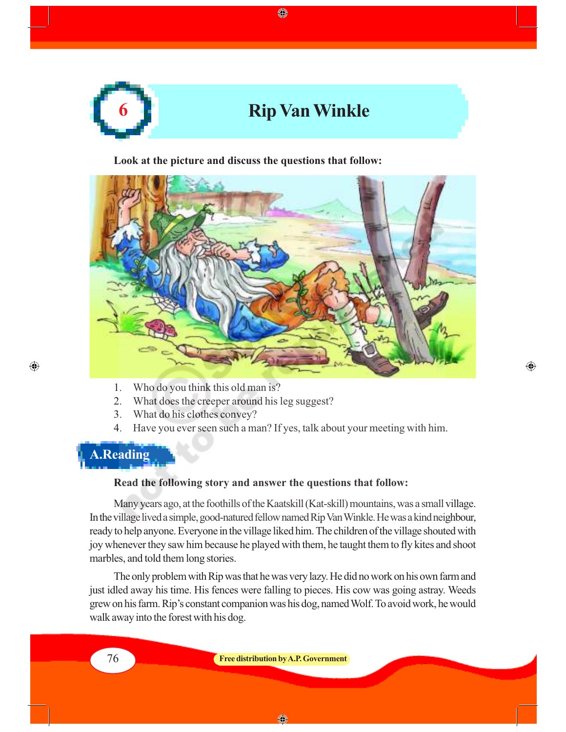# 6 Rip Van Winkle

**Look at the picture and discuss the questions that follow:**

1. Who do you think this old man is?
2. What does the creeper around his leg suggest?
3. What do his clothes convey?
4. Have you ever seen such a man? If yes, talk about your meeting with him.

## A. Reading

**Read the following story and answer the questions that follow:**

Many years ago, at the foothills of the Kaatskill (Kat-skill) mountains, was a small village. In the village lived a simple, good-natured fellow named Rip Van Winkle. He was a kind neighbour, ready to help anyone. Everyone in the village liked him. The children of the village shouted with joy whenever they saw him because he played with them, he taught them to fly kites and shoot marbles, and told them long stories.

The only problem with Rip was that he was very lazy. He did no work on his own farm and just idled away his time. His fences were falling to pieces. His cow was going astray. Weeds grew on his farm. Rip's constant companion was his dog, named Wolf. To avoid work, he would walk away into the forest with his dog.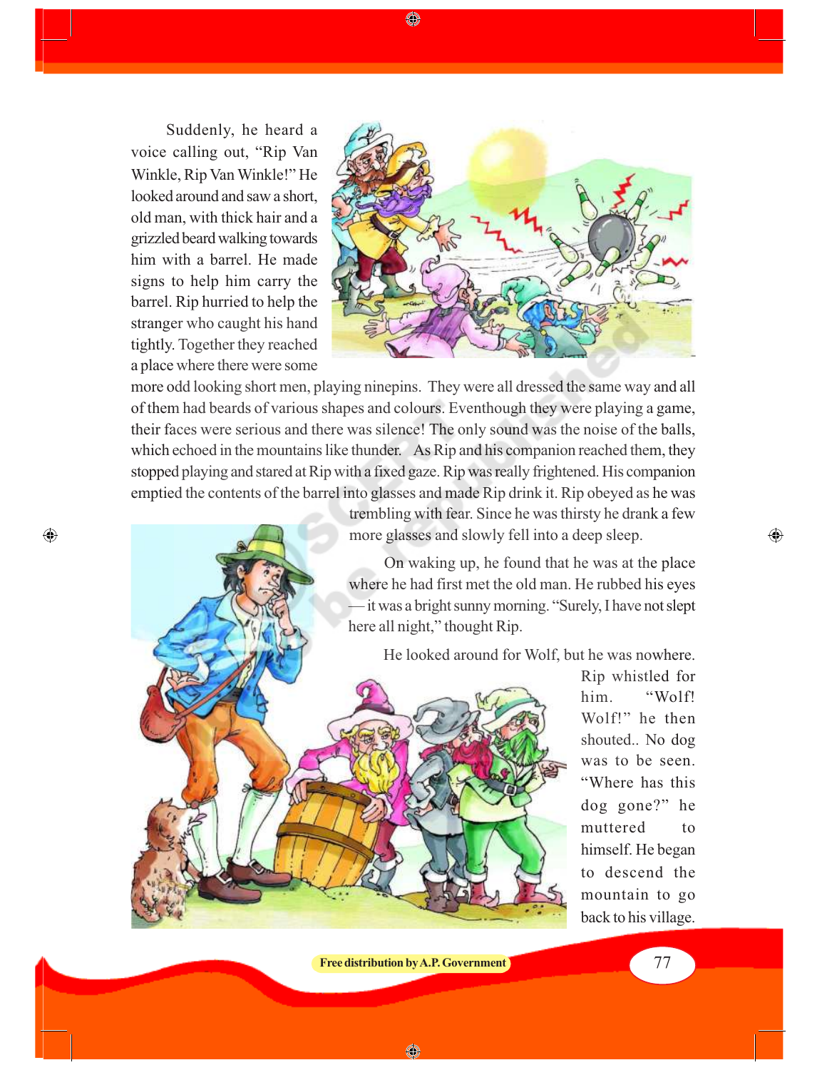Suddenly, he heard a voice calling out, "Rip Van Winkle, Rip Van Winkle!" He looked around and saw a short, old man, with thick hair and a grizzled beard walking towards him with a barrel. He made signs to help him carry the barrel. Rip hurried to help the stranger who caught his hand tightly. Together they reached a place where there were some more odd looking short men, playing ninepins. They were all dressed the same way and all of them had beards of various shapes and colours. Eventhough they were playing a game, their faces were serious and there was silence! The only sound was the noise of the balls, which echoed in the mountains like thunder. As Rip and his companion reached them, they stopped playing and stared at Rip with a fixed gaze. Rip was really frightened. His companion emptied the contents of the barrel into glasses and made Rip drink it. Rip obeyed as he was trembling with fear. Since he was thirsty he drank a few more glasses and slowly fell into a deep sleep.

On waking up, he found that he was at the place where he had first met the old man. He rubbed his eyes — it was a bright sunny morning. "Surely, I have not slept here all night," thought Rip.

He looked around for Wolf, but he was nowhere. Rip whistled for him. "Wolf! Wolf!" he then shouted.. No dog was to be seen. "Where has this dog gone?" he muttered to himself. He began to descend the mountain to go back to his village.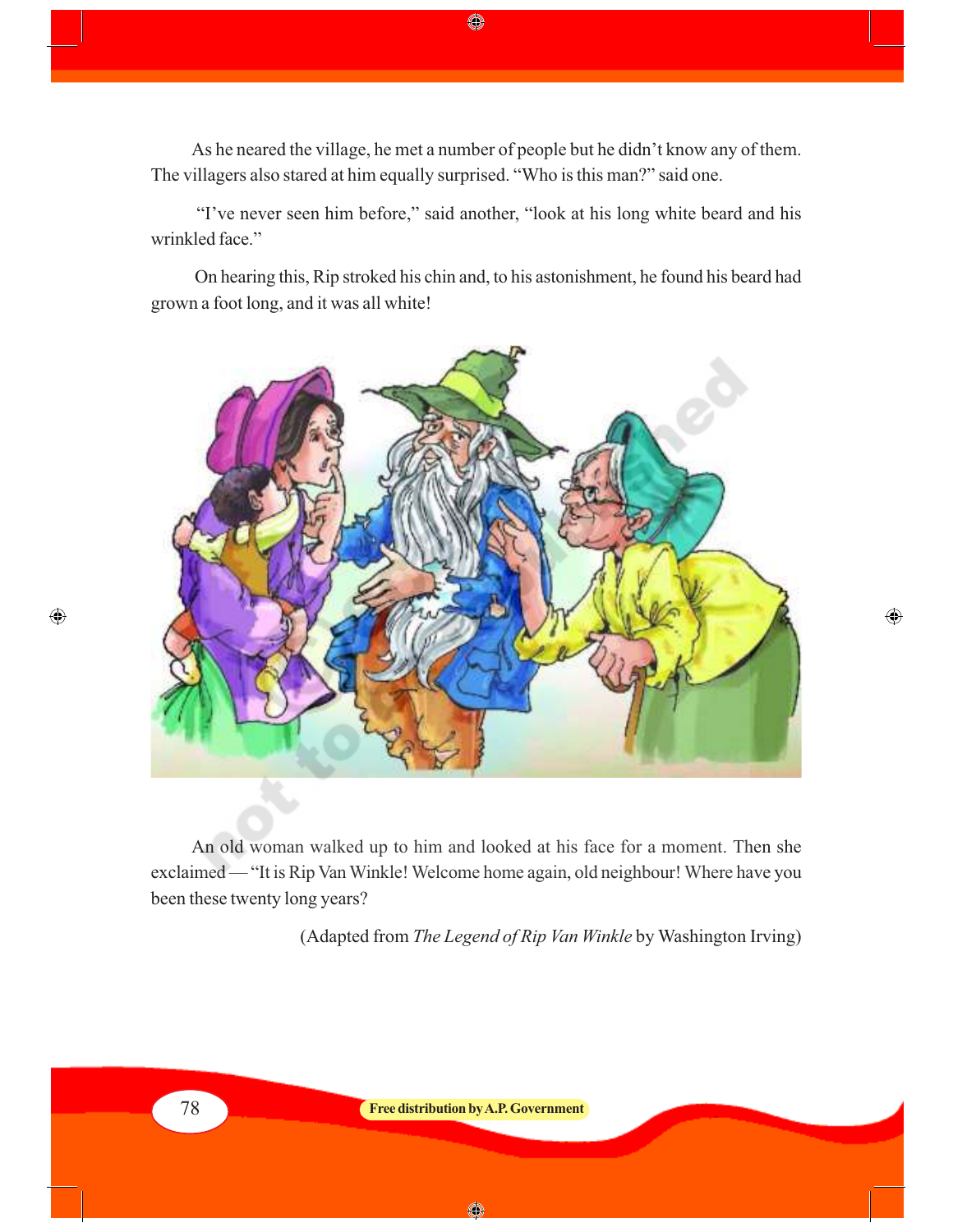As he neared the village, he met a number of people but he didn't know any of them. The villagers also stared at him equally surprised. "Who is this man?" said one.

"I've never seen him before," said another, "look at his long white beard and his wrinkled face."

On hearing this, Rip stroked his chin and, to his astonishment, he found his beard had grown a foot long, and it was all white!

An old woman walked up to him and looked at his face for a moment. Then she exclaimed — "It is Rip Van Winkle! Welcome home again, old neighbour! Where have you been these twenty long years?

(Adapted from *The Legend of Rip Van Winkle* by Washington Irving)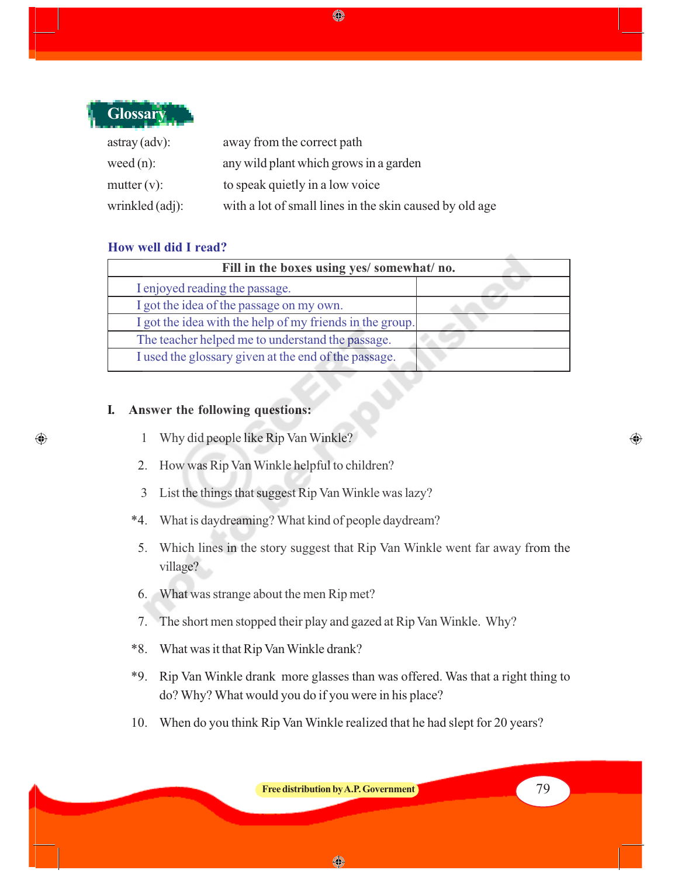## Glossary

astray (adv): away from the correct path

weed (n): any wild plant which grows in a garden

mutter (v): to speak quietly in a low voice

wrinkled (adj): with a lot of small lines in the skin caused by old age

### How well did I read?

| Fill in the boxes using yes/ somewhat/ no. | |
|---|---|
| I enjoyed reading the passage. | |
| I got the idea of the passage on my own. | |
| I got the idea with the help of my friends in the group. | |
| The teacher helped me to understand the passage. | |
| I used the glossary given at the end of the passage. | |

**I. Answer the following questions:**

1 Why did people like Rip Van Winkle?

2. How was Rip Van Winkle helpful to children?

3 List the things that suggest Rip Van Winkle was lazy?

*4. What is daydreaming? What kind of people daydream?

5. Which lines in the story suggest that Rip Van Winkle went far away from the village?

6. What was strange about the men Rip met?

7. The short men stopped their play and gazed at Rip Van Winkle. Why?

*8. What was it that Rip Van Winkle drank?

*9. Rip Van Winkle drank more glasses than was offered. Was that a right thing to do? Why? What would you do if you were in his place?

10. When do you think Rip Van Winkle realized that he had slept for 20 years?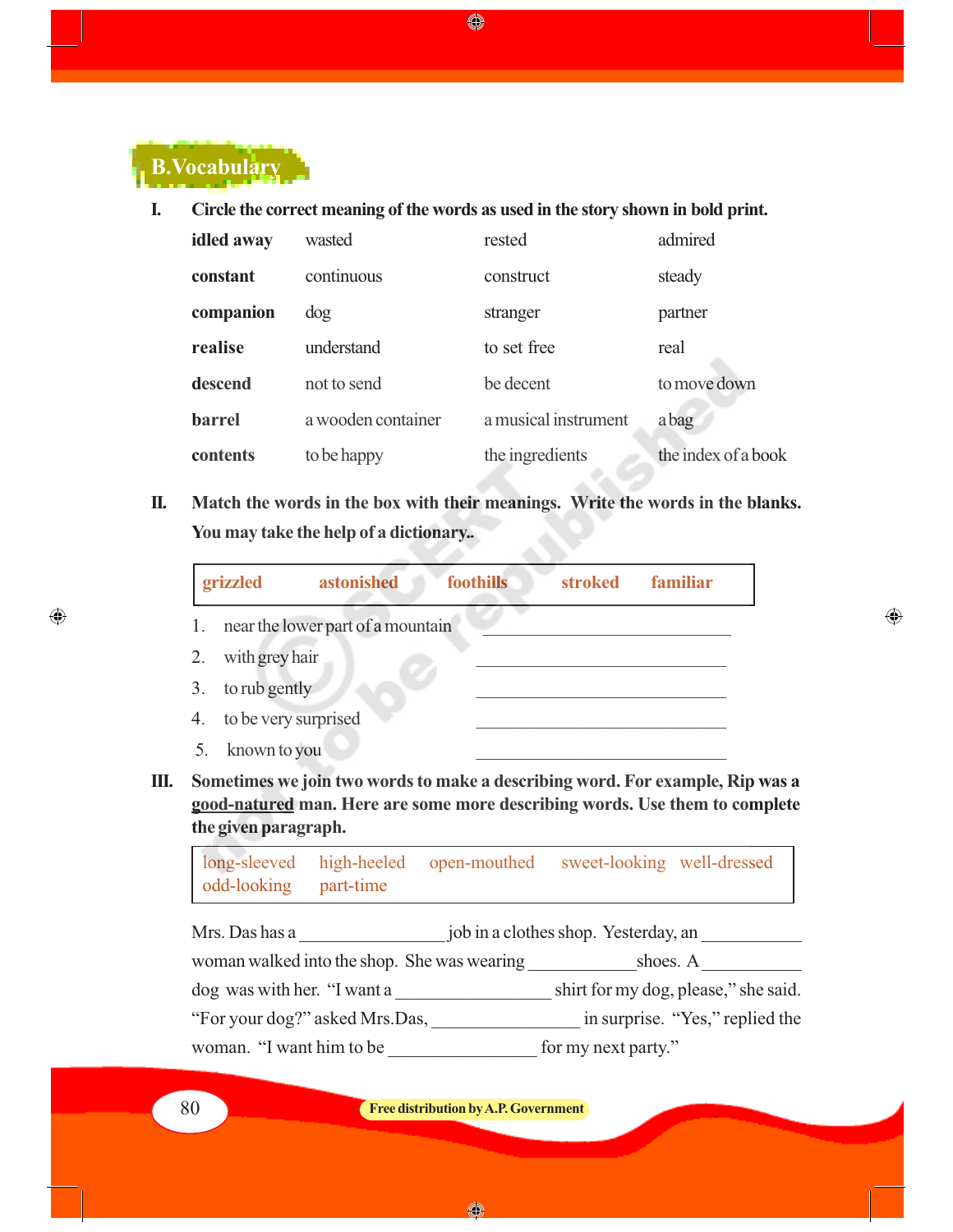## B. Vocabulary

**I. Circle the correct meaning of the words as used in the story shown in bold print.**

| | | | |
|---|---|---|---|
| **idled away** | wasted | rested | admired |
| **constant** | continuous | construct | steady |
| **companion** | dog | stranger | partner |
| **realise** | understand | to set free | real |
| **descend** | not to send | be decent | to move down |
| **barrel** | a wooden container | a musical instrument | a bag |
| **contents** | to be happy | the ingredients | the index of a book |

**II. Match the words in the box with their meanings. Write the words in the blanks. You may take the help of a dictionary..**

| grizzled | astonished | foothills | stroked | familiar |
|---|---|---|---|---|

1. near the lower part of a mountain ______________________
2. with grey hair ______________________
3. to rub gently ______________________
4. to be very surprised ______________________
5. known to you ______________________

**III. Sometimes we join two words to make a describing word. For example, Rip was a <u>good-natured</u> man. Here are some more describing words. Use them to complete the given paragraph.**

| long-sleeved | high-heeled | open-mouthed | sweet-looking | well-dressed |
|---|---|---|---|---|
| odd-looking | part-time | | | |

Mrs. Das has a ____________ job in a clothes shop. Yesterday, an ________ woman walked into the shop. She was wearing _________ shoes. A ________ dog was with her. "I want a ____________ shirt for my dog, please," she said. "For your dog?" asked Mrs.Das, ____________ in surprise. "Yes," replied the woman. "I want him to be ____________ for my next party."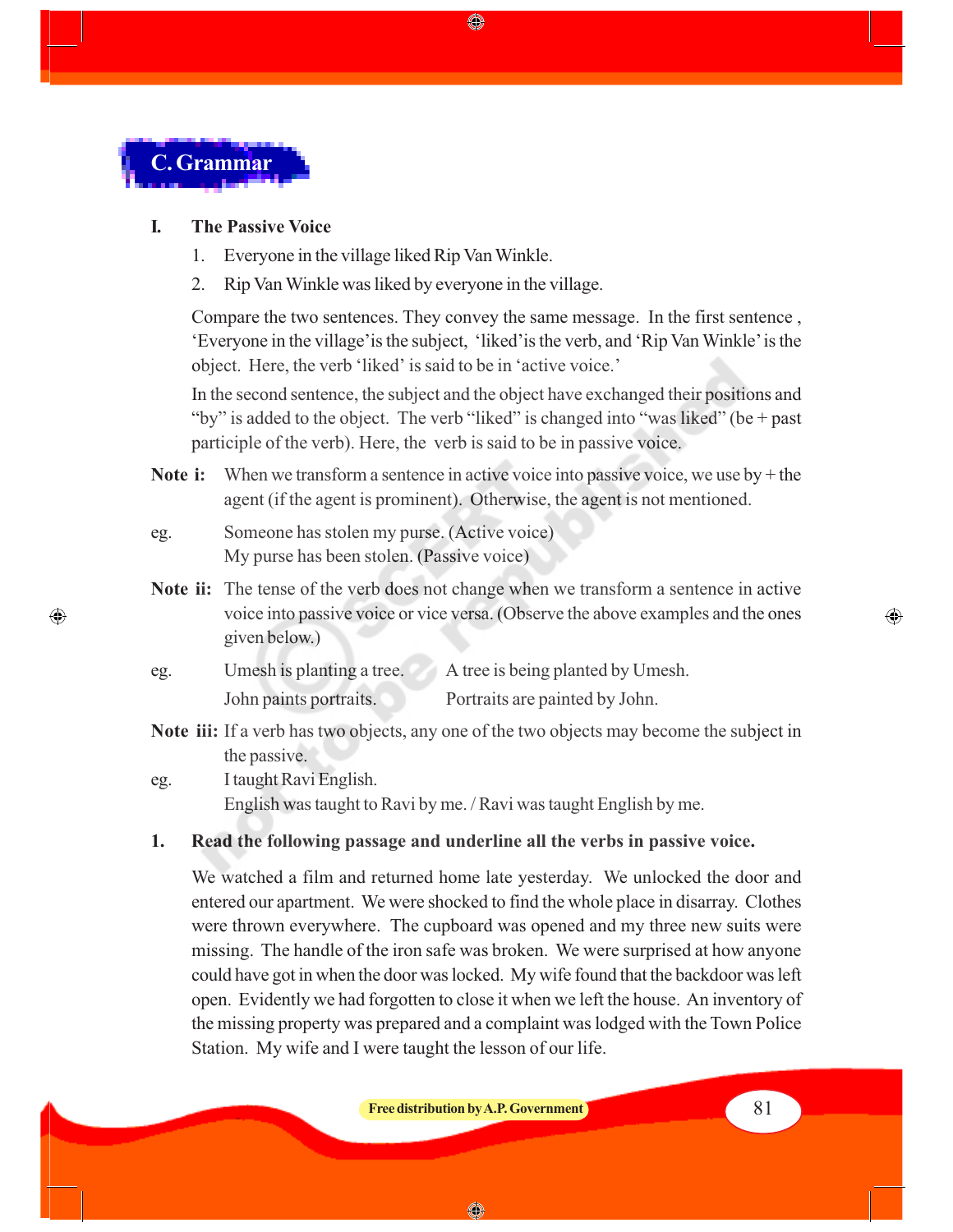## C. Grammar

**I. The Passive Voice**

1. Everyone in the village liked Rip Van Winkle.
2. Rip Van Winkle was liked by everyone in the village.

Compare the two sentences. They convey the same message. In the first sentence , 'Everyone in the village' is the subject, 'liked' is the verb, and 'Rip Van Winkle' is the object. Here, the verb 'liked' is said to be in 'active voice.'

In the second sentence, the subject and the object have exchanged their positions and "by" is added to the object. The verb "liked" is changed into "was liked" (be + past participle of the verb). Here, the verb is said to be in passive voice.

**Note i:** When we transform a sentence in active voice into passive voice, we use by + the agent (if the agent is prominent). Otherwise, the agent is not mentioned.

eg. Someone has stolen my purse. (Active voice)
My purse has been stolen. (Passive voice)

**Note ii:** The tense of the verb does not change when we transform a sentence in active voice into passive voice or vice versa. (Observe the above examples and the ones given below.)

eg. Umesh is planting a tree. A tree is being planted by Umesh.
John paints portraits. Portraits are painted by John.

**Note iii:** If a verb has two objects, any one of the two objects may become the subject in the passive.

eg. I taught Ravi English.
English was taught to Ravi by me. / Ravi was taught English by me.

**1. Read the following passage and underline all the verbs in passive voice.**

We watched a film and returned home late yesterday. We unlocked the door and entered our apartment. We were shocked to find the whole place in disarray. Clothes were thrown everywhere. The cupboard was opened and my three new suits were missing. The handle of the iron safe was broken. We were surprised at how anyone could have got in when the door was locked. My wife found that the backdoor was left open. Evidently we had forgotten to close it when we left the house. An inventory of the missing property was prepared and a complaint was lodged with the Town Police Station. My wife and I were taught the lesson of our life.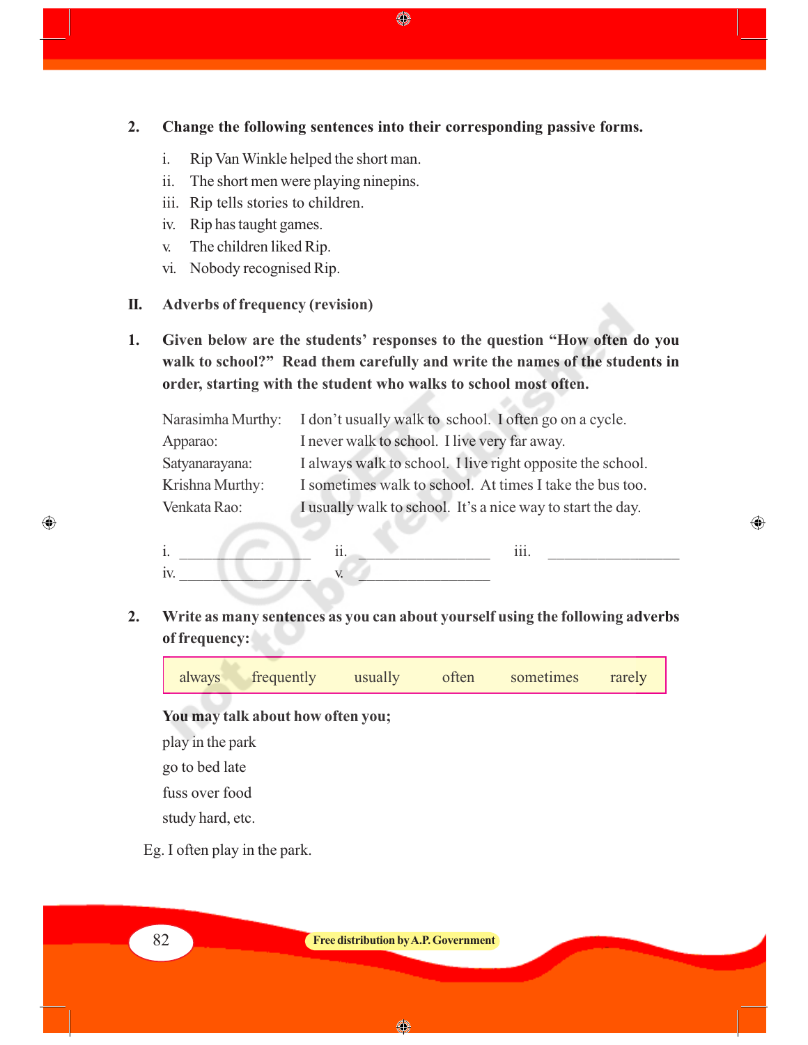**2. Change the following sentences into their corresponding passive forms.**

i. Rip Van Winkle helped the short man.
ii. The short men were playing ninepins.
iii. Rip tells stories to children.
iv. Rip has taught games.
v. The children liked Rip.
vi. Nobody recognised Rip.

## II. Adverbs of frequency (revision)

**1. Given below are the students' responses to the question "How often do you walk to school?" Read them carefully and write the names of the students in order, starting with the student who walks to school most often.**

| | |
|---|---|
| Narasimha Murthy: | I don't usually walk to school. I often go on a cycle. |
| Apparao: | I never walk to school. I live very far away. |
| Satyanarayana: | I always walk to school. I live right opposite the school. |
| Krishna Murthy: | I sometimes walk to school. At times I take the bus too. |
| Venkata Rao: | I usually walk to school. It's a nice way to start the day. |

i. ________________ ii. ________________ iii. ________________
iv. ________________ v. ________________

**2. Write as many sentences as you can about yourself using the following adverbs of frequency:**

| always | frequently | usually | often | sometimes | rarely |
|---|---|---|---|---|---|

**You may talk about how often you;**

play in the park
go to bed late
fuss over food
study hard, etc.

Eg. I often play in the park.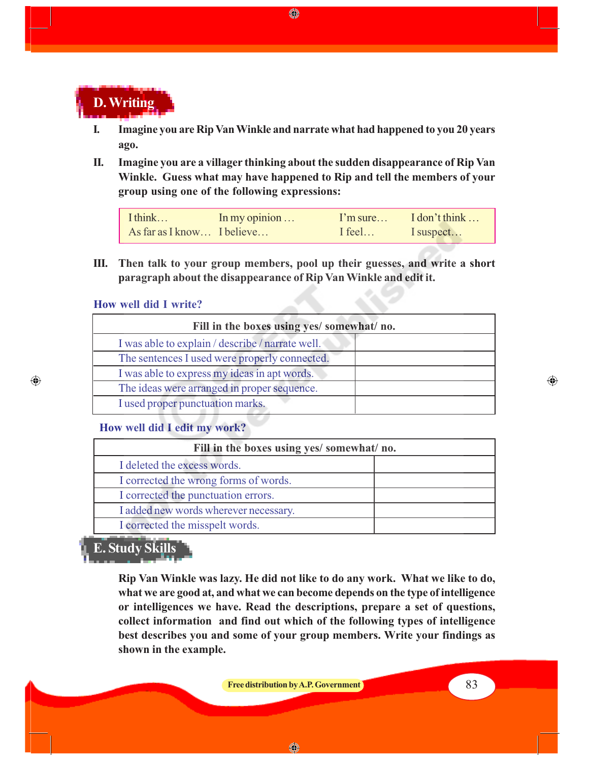## D. Writing

**I.** **Imagine you are Rip Van Winkle and narrate what had happened to you 20 years ago.**

**II.** **Imagine you are a villager thinking about the sudden disappearance of Rip Van Winkle. Guess what may have happened to Rip and tell the members of your group using one of the following expressions:**

| I think… | In my opinion … | I'm sure… | I don't think … |
|---|---|---|---|
| As far as I know… | I believe… | I feel… | I suspect… |

**III.** **Then talk to your group members, pool up their guesses, and write a short paragraph about the disappearance of Rip Van Winkle and edit it.**

### How well did I write?

| Fill in the boxes using yes/ somewhat/ no. | |
|---|---|
| I was able to explain / describe / narrate well. | |
| The sentences I used were properly connected. | |
| I was able to express my ideas in apt words. | |
| The ideas were arranged in proper sequence. | |
| I used proper punctuation marks. | |

### How well did I edit my work?

| Fill in the boxes using yes/ somewhat/ no. | |
|---|---|
| I deleted the excess words. | |
| I corrected the wrong forms of words. | |
| I corrected the punctuation errors. | |
| I added new words wherever necessary. | |
| I corrected the misspelt words. | |

## E. Study Skills

**Rip Van Winkle was lazy. He did not like to do any work. What we like to do, what we are good at, and what we can become depends on the type of intelligence or intelligences we have. Read the descriptions, prepare a set of questions, collect information and find out which of the following types of intelligence best describes you and some of your group members. Write your findings as shown in the example.**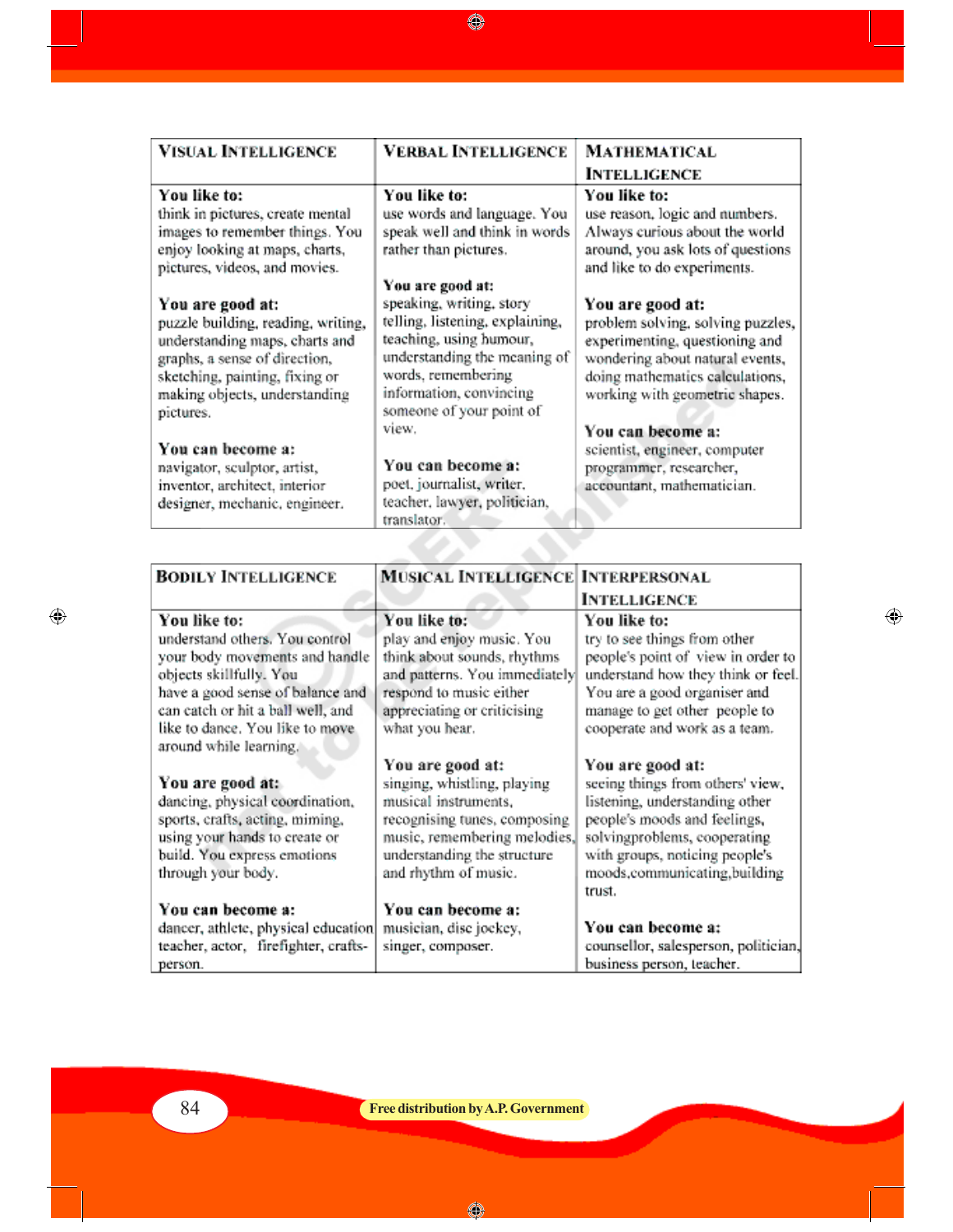| VISUAL INTELLIGENCE | VERBAL INTELLIGENCE | MATHEMATICAL INTELLIGENCE |
|---|---|---|
| **You like to:** think in pictures, create mental images to remember things. You enjoy looking at maps, charts, pictures, videos, and movies.<br><br>**You are good at:** puzzle building, reading, writing, understanding maps, charts and graphs, a sense of direction, sketching, painting, fixing or making objects, understanding pictures.<br><br>**You can become a:** navigator, sculptor, artist, inventor, architect, interior designer, mechanic, engineer. | **You like to:** use words and language. You speak well and think in words rather than pictures.<br><br>**You are good at:** speaking, writing, story telling, listening, explaining, teaching, using humour, understanding the meaning of words, remembering information, convincing someone of your point of view.<br><br>**You can become a:** poet, journalist, writer, teacher, lawyer, politician, translator. | **You like to:** use reason, logic and numbers. Always curious about the world around, you ask lots of questions and like to do experiments.<br><br>**You are good at:** problem solving, solving puzzles, experimenting, questioning and wondering about natural events, doing mathematics calculations, working with geometric shapes.<br><br>**You can become a:** scientist, engineer, computer programmer, researcher, accountant, mathematician. |

| BODILY INTELLIGENCE | MUSICAL INTELLIGENCE | INTERPERSONAL INTELLIGENCE |
|---|---|---|
| **You like to:** understand others. You control your body movements and handle objects skillfully. You have a good sense of balance and can catch or hit a ball well, and like to dance. You like to move around while learning.<br><br>**You are good at:** dancing, physical coordination, sports, crafts, acting, miming, using your hands to create or build. You express emotions through your body.<br><br>**You can become a:** dancer, athlete, physical education teacher, actor, firefighter, crafts-person. | **You like to:** play and enjoy music. You think about sounds, rhythms and patterns. You immediately respond to music either appreciating or criticising what you hear.<br><br>**You are good at:** singing, whistling, playing musical instruments, recognising tunes, composing music, remembering melodies, understanding the structure and rhythm of music.<br><br>**You can become a:** musician, disc jockey, singer, composer. | **You like to:** try to see things from other people's point of view in order to understand how they think or feel. You are a good organiser and manage to get other people to cooperate and work as a team.<br><br>**You are good at:** seeing things from others' view, listening, understanding other people's moods and feelings, solvingproblems, cooperating with groups, noticing people's moods,communicating,building trust.<br><br>**You can become a:** counsellor, salesperson, politician, business person, teacher. |

Free distribution by A.P. Government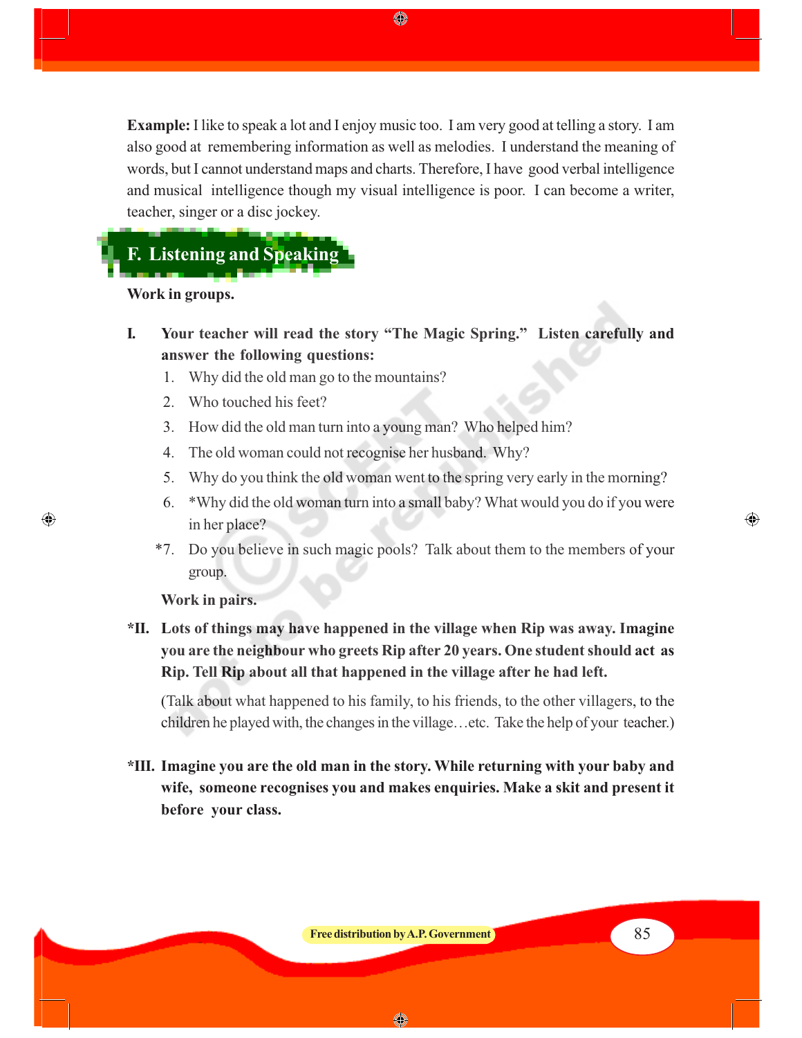**Example:** I like to speak a lot and I enjoy music too. I am very good at telling a story. I am also good at remembering information as well as melodies. I understand the meaning of words, but I cannot understand maps and charts. Therefore, I have good verbal intelligence and musical intelligence though my visual intelligence is poor. I can become a writer, teacher, singer or a disc jockey.

## F. Listening and Speaking

**Work in groups.**

**I. Your teacher will read the story "The Magic Spring." Listen carefully and answer the following questions:**

1. Why did the old man go to the mountains?
2. Who touched his feet?
3. How did the old man turn into a young man? Who helped him?
4. The old woman could not recognise her husband. Why?
5. Why do you think the old woman went to the spring very early in the morning?
6. *Why did the old woman turn into a small baby? What would you do if you were in her place?

*7. Do you believe in such magic pools? Talk about them to the members of your group.

**Work in pairs.**

**\*II. Lots of things may have happened in the village when Rip was away. Imagine you are the neighbour who greets Rip after 20 years. One student should act as Rip. Tell Rip about all that happened in the village after he had left.**

(Talk about what happened to his family, to his friends, to the other villagers, to the children he played with, the changes in the village…etc. Take the help of your teacher.)

**\*III. Imagine you are the old man in the story. While returning with your baby and wife, someone recognises you and makes enquiries. Make a skit and present it before your class.**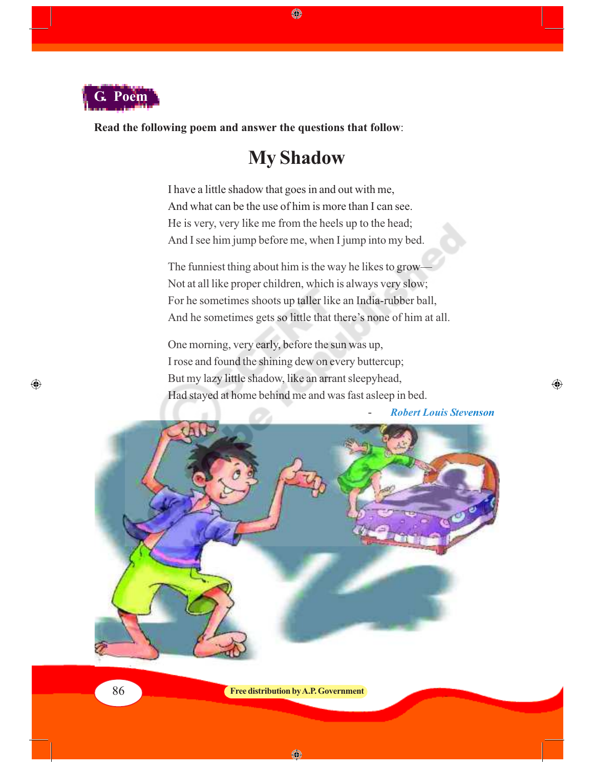## G. Poem

**Read the following poem and answer the questions that follow**:

# My Shadow

I have a little shadow that goes in and out with me,
And what can be the use of him is more than I can see.
He is very, very like me from the heels up to the head;
And I see him jump before me, when I jump into my bed.

The funniest thing about him is the way he likes to grow—
Not at all like proper children, which is always very slow;
For he sometimes shoots up taller like an India-rubber ball,
And he sometimes gets so little that there's none of him at all.

One morning, very early, before the sun was up,
I rose and found the shining dew on every buttercup;
But my lazy little shadow, like an arrant sleepyhead,
Had stayed at home behind me and was fast asleep in bed.

- *Robert Louis Stevenson*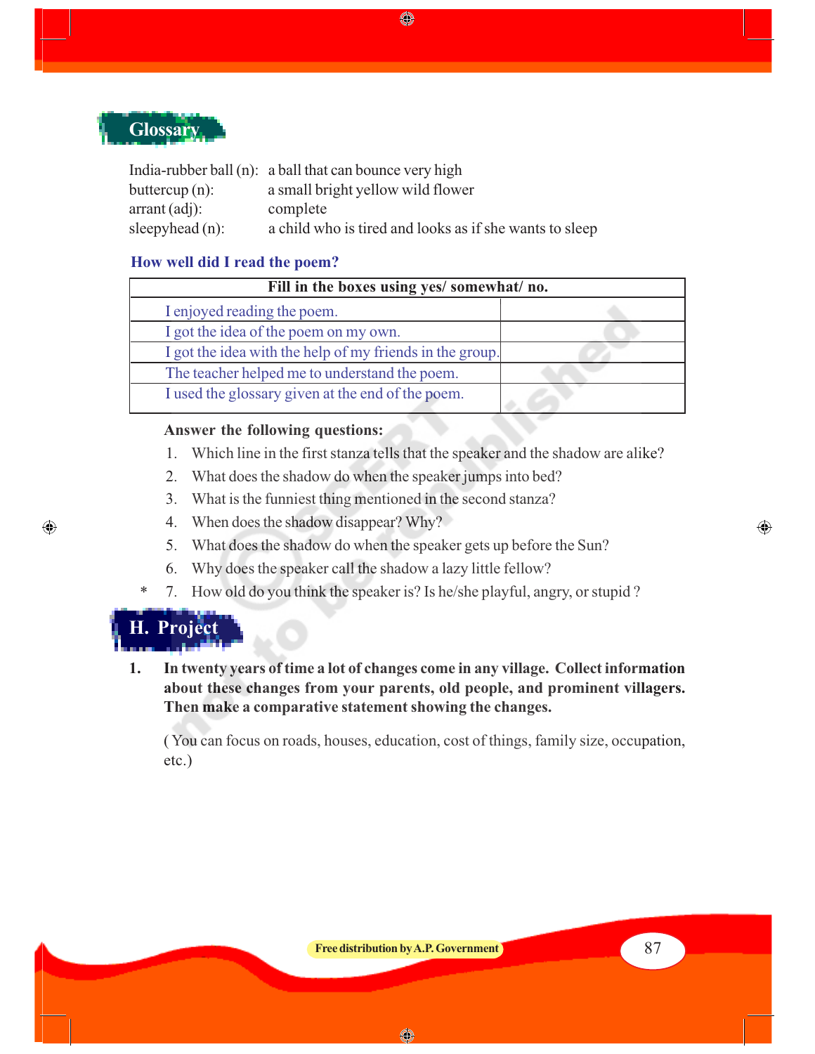## Glossary

India-rubber ball (n): a ball that can bounce very high
buttercup (n): a small bright yellow wild flower
arrant (adj): complete
sleepyhead (n): a child who is tired and looks as if she wants to sleep

### How well did I read the poem?

| Fill in the boxes using yes/ somewhat/ no. | |
|---|---|
| I enjoyed reading the poem. | |
| I got the idea of the poem on my own. | |
| I got the idea with the help of my friends in the group. | |
| The teacher helped me to understand the poem. | |
| I used the glossary given at the end of the poem. | |

**Answer the following questions:**

1. Which line in the first stanza tells that the speaker and the shadow are alike?
2. What does the shadow do when the speaker jumps into bed?
3. What is the funniest thing mentioned in the second stanza?
4. When does the shadow disappear? Why?
5. What does the shadow do when the speaker gets up before the Sun?
6. Why does the speaker call the shadow a lazy little fellow?
7. * How old do you think the speaker is? Is he/she playful, angry, or stupid ?

## H. Project

1. **In twenty years of time a lot of changes come in any village. Collect information about these changes from your parents, old people, and prominent villagers. Then make a comparative statement showing the changes.**

   ( You can focus on roads, houses, education, cost of things, family size, occupation, etc.)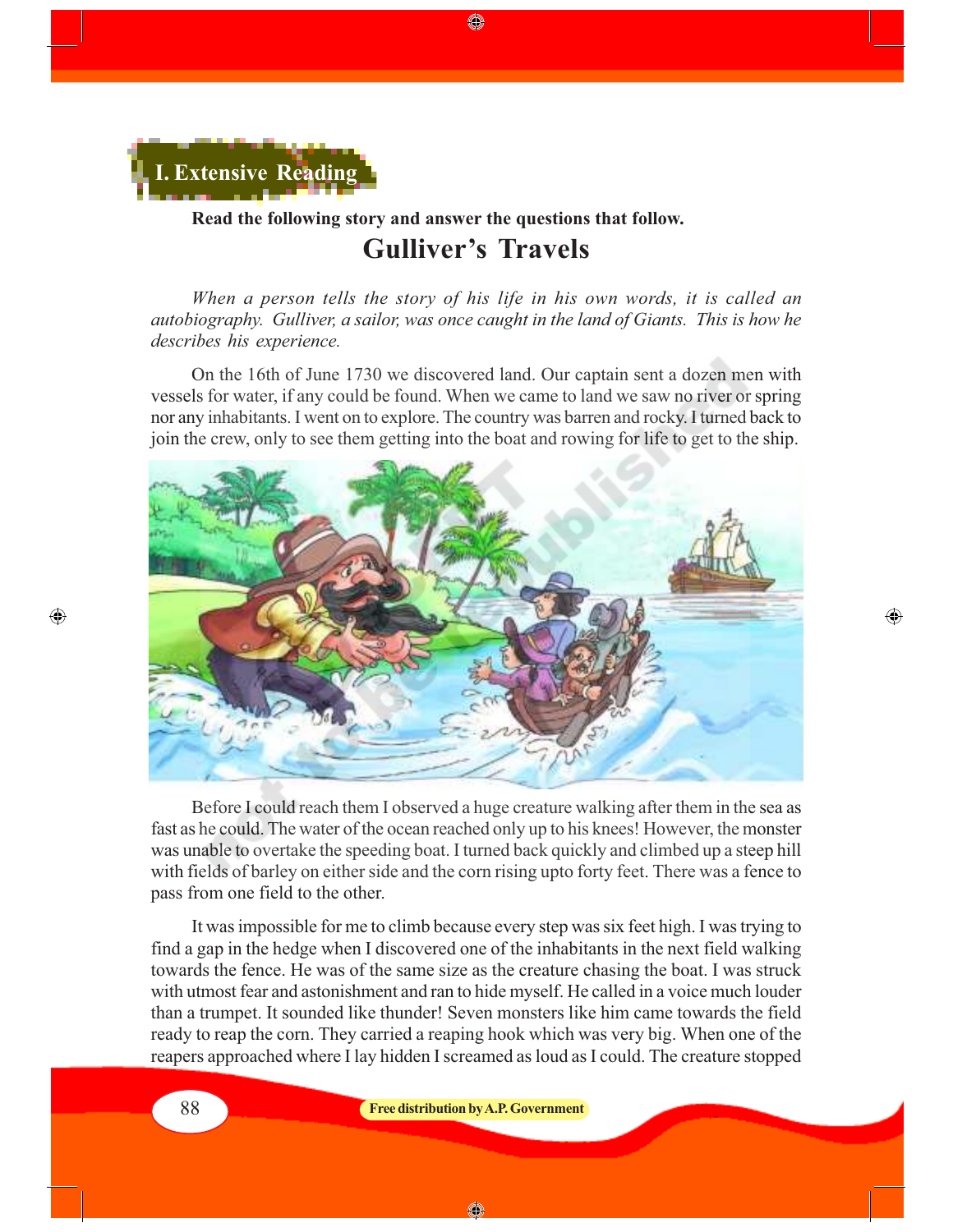## I. Extensive Reading

**Read the following story and answer the questions that follow.**

# Gulliver's Travels

*When a person tells the story of his life in his own words, it is called an autobiography. Gulliver, a sailor, was once caught in the land of Giants. This is how he describes his experience.*

On the 16th of June 1730 we discovered land. Our captain sent a dozen men with vessels for water, if any could be found. When we came to land we saw no river or spring nor any inhabitants. I went on to explore. The country was barren and rocky. I turned back to join the crew, only to see them getting into the boat and rowing for life to get to the ship.

Before I could reach them I observed a huge creature walking after them in the sea as fast as he could. The water of the ocean reached only up to his knees! However, the monster was unable to overtake the speeding boat. I turned back quickly and climbed up a steep hill with fields of barley on either side and the corn rising upto forty feet. There was a fence to pass from one field to the other.

It was impossible for me to climb because every step was six feet high. I was trying to find a gap in the hedge when I discovered one of the inhabitants in the next field walking towards the fence. He was of the same size as the creature chasing the boat. I was struck with utmost fear and astonishment and ran to hide myself. He called in a voice much louder than a trumpet. It sounded like thunder! Seven monsters like him came towards the field ready to reap the corn. They carried a reaping hook which was very big. When one of the reapers approached where I lay hidden I screamed as loud as I could. The creature stopped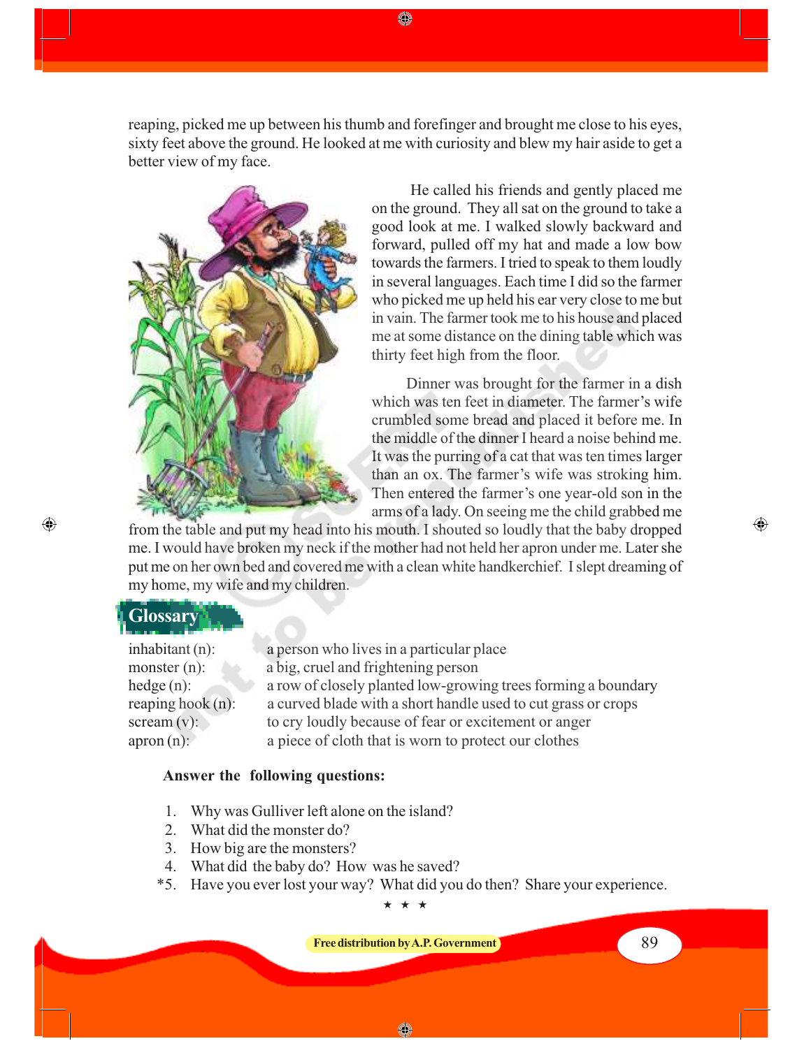reaping, picked me up between his thumb and forefinger and brought me close to his eyes, sixty feet above the ground. He looked at me with curiosity and blew my hair aside to get a better view of my face.

He called his friends and gently placed me on the ground. They all sat on the ground to take a good look at me. I walked slowly backward and forward, pulled off my hat and made a low bow towards the farmers. I tried to speak to them loudly in several languages. Each time I did so the farmer who picked me up held his ear very close to me but in vain. The farmer took me to his house and placed me at some distance on the dining table which was thirty feet high from the floor.

Dinner was brought for the farmer in a dish which was ten feet in diameter. The farmer's wife crumbled some bread and placed it before me. In the middle of the dinner I heard a noise behind me. It was the purring of a cat that was ten times larger than an ox. The farmer's wife was stroking him. Then entered the farmer's one year-old son in the arms of a lady. On seeing me the child grabbed me from the table and put my head into his mouth. I shouted so loudly that the baby dropped me. I would have broken my neck if the mother had not held her apron under me. Later she put me on her own bed and covered me with a clean white handkerchief. I slept dreaming of my home, my wife and my children.

## Glossary

| | |
|---|---|
| inhabitant (n): | a person who lives in a particular place |
| monster (n): | a big, cruel and frightening person |
| hedge (n): | a row of closely planted low-growing trees forming a boundary |
| reaping hook (n): | a curved blade with a short handle used to cut grass or crops |
| scream (v): | to cry loudly because of fear or excitement or anger |
| apron (n): | a piece of cloth that is worn to protect our clothes |

**Answer the following questions:**

1. Why was Gulliver left alone on the island?
2. What did the monster do?
3. How big are the monsters?
4. What did the baby do? How was he saved?

*5. Have you ever lost your way? What did you do then? Share your experience.

★ ★ ★